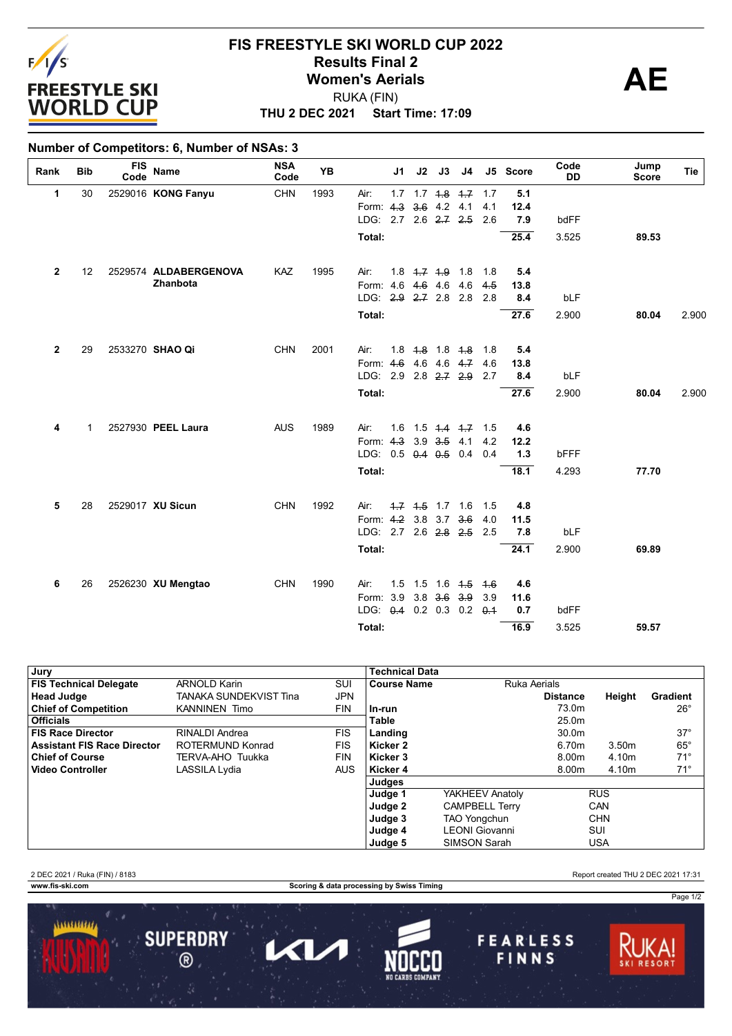# FIS FREESTYLE SKI WORLD CUP 2022

## Results Final 2

## Women's Aerials

RUKA (FIN)

**THU 2 DEC 2021 Start Time: 17:09**

**AE**

### Number of Competitors: 6, Number of NSAs: 3

| Rank | Bib | FIS Code | Name | NSA Code | YB | | J1 | J2 | J3 | J4 | J5 | Score | Code DD | Jump Score | Tie |
|---|---|---|---|---|---|---|---|---|---|---|---|---|---|---|---|
| 1 | 30 | 2529016 | **KONG Fanyu** | CHN | 1993 | Air: | 1.7 | 1.7 | ~~1.8~~ | ~~1.7~~ | 1.7 | 5.1 | | | |
| | | | | | | Form: | ~~4.3~~ | ~~3.6~~ | 4.2 | 4.1 | 4.1 | 12.4 | | | |
| | | | | | | LDG: | 2.7 | 2.6 | ~~2.7~~ | ~~2.5~~ | 2.6 | 7.9 | bdFF | | |
| | | | | | | **Total:** | | | | | | 25.4 | 3.525 | **89.53** | |
| 2 | 12 | 2529574 | **ALDABERGENOVA Zhanbota** | KAZ | 1995 | Air: | 1.8 | ~~1.7~~ | ~~1.9~~ | 1.8 | 1.8 | 5.4 | | | |
| | | | | | | Form: | 4.6 | ~~4.6~~ | 4.6 | 4.6 | ~~4.5~~ | 13.8 | | | |
| | | | | | | LDG: | ~~2.9~~ | ~~2.7~~ | 2.8 | 2.8 | 2.8 | 8.4 | bLF | | |
| | | | | | | **Total:** | | | | | | 27.6 | 2.900 | **80.04** | 2.900 |
| 2 | 29 | 2533270 | **SHAO Qi** | CHN | 2001 | Air: | 1.8 | ~~1.8~~ | 1.8 | ~~1.8~~ | 1.8 | 5.4 | | | |
| | | | | | | Form: | ~~4.6~~ | 4.6 | 4.6 | ~~4.7~~ | 4.6 | 13.8 | | | |
| | | | | | | LDG: | 2.9 | 2.8 | ~~2.7~~ | ~~2.9~~ | 2.7 | 8.4 | bLF | | |
| | | | | | | **Total:** | | | | | | 27.6 | 2.900 | **80.04** | 2.900 |
| 4 | 1 | 2527930 | **PEEL Laura** | AUS | 1989 | Air: | 1.6 | 1.5 | ~~1.4~~ | ~~1.7~~ | 1.5 | 4.6 | | | |
| | | | | | | Form: | ~~4.3~~ | 3.9 | ~~3.5~~ | 4.1 | 4.2 | 12.2 | | | |
| | | | | | | LDG: | 0.5 | ~~0.4~~ | ~~0.5~~ | 0.4 | 0.4 | 1.3 | bFFF | | |
| | | | | | | **Total:** | | | | | | 18.1 | 4.293 | **77.70** | |
| 5 | 28 | 2529017 | **XU Sicun** | CHN | 1992 | Air: | ~~1.7~~ | ~~1.5~~ | 1.7 | 1.6 | 1.5 | 4.8 | | | |
| | | | | | | Form: | ~~4.2~~ | 3.8 | 3.7 | ~~3.6~~ | 4.0 | 11.5 | | | |
| | | | | | | LDG: | 2.7 | 2.6 | ~~2.8~~ | ~~2.5~~ | 2.5 | 7.8 | bLF | | |
| | | | | | | **Total:** | | | | | | 24.1 | 2.900 | **69.89** | |
| 6 | 26 | 2526230 | **XU Mengtao** | CHN | 1990 | Air: | 1.5 | 1.5 | 1.6 | ~~1.5~~ | ~~1.6~~ | 4.6 | | | |
| | | | | | | Form: | 3.9 | 3.8 | ~~3.6~~ | ~~3.9~~ | 3.9 | 11.6 | | | |
| | | | | | | LDG: | ~~0.4~~ | 0.2 | 0.3 | 0.2 | ~~0.1~~ | 0.7 | bdFF | | |
| | | | | | | **Total:** | | | | | | 16.9 | 3.525 | **59.57** | |

| Jury | | |
|---|---|---|
| **FIS Technical Delegate** | ARNOLD Karin | SUI |
| **Head Judge** | TANAKA SUNDEKVIST Tina | JPN |
| **Chief of Competition** | KANNINEN Timo | FIN |
| **Officials** | | |
| **FIS Race Director** | RINALDI Andrea | FIS |
| **Assistant FIS Race Director** | ROTERMUND Konrad | FIS |
| **Chief of Course** | TERVA-AHO Tuukka | FIN |
| **Video Controller** | LASSILA Lydia | AUS |

| Technical Data | | | |
|---|---|---|---|
| **Course Name** | Ruka Aerials | | |
| | **Distance** | **Height** | **Gradient** |
| **In-run** | 73.0m | | 26° |
| **Table** | 25.0m | | |
| **Landing** | 30.0m | | 37° |
| **Kicker 2** | 6.70m | 3.50m | 65° |
| **Kicker 3** | 8.00m | 4.10m | 71° |
| **Kicker 4** | 8.00m | 4.10m | 71° |

| Judges | | |
|---|---|---|
| **Judge 1** | YAKHEEV Anatoly | RUS |
| **Judge 2** | CAMPBELL Terry | CAN |
| **Judge 3** | TAO Yongchun | CHN |
| **Judge 4** | LEONI Giovanni | SUI |
| **Judge 5** | SIMSON Sarah | USA |

2 DEC 2021 / Ruka (FIN) / 8183 Report created THU 2 DEC 2021 17:31

www.fis-ski.com Scoring & data processing by Swiss Timing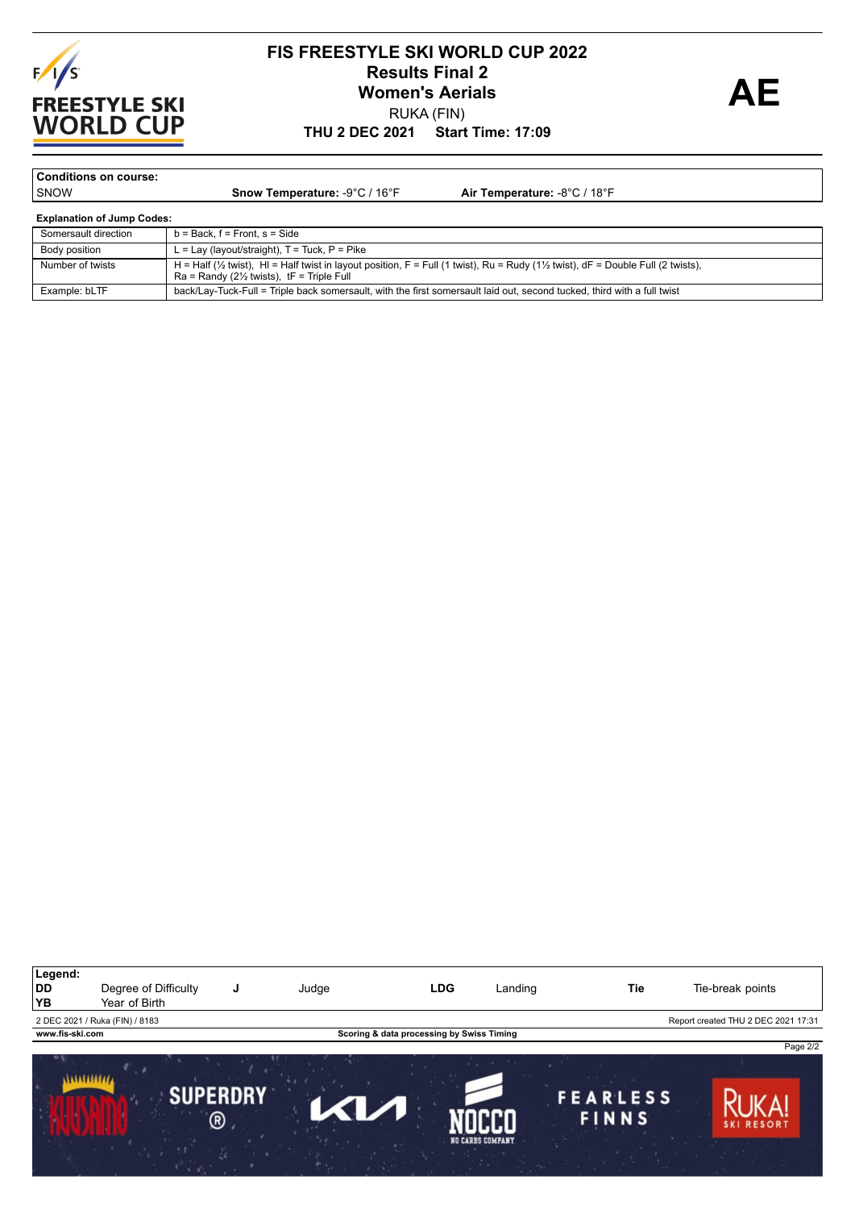# FIS FREESTYLE SKI WORLD CUP 2022

## Results Final 2

## Women's Aerials

RUKA (FIN)

**THU 2 DEC 2021 Start Time: 17:09**

**AE**

| **Conditions on course:** | | |
|---|---|---|
| SNOW | **Snow Temperature:** -9°C / 16°F | **Air Temperature:** -8°C / 18°F |

**Explanation of Jump Codes:**

| | |
|---|---|
| Somersault direction | b = Back, f = Front, s = Side |
| Body position | L = Lay (layout/straight), T = Tuck, P = Pike |
| Number of twists | H = Half (½ twist), Hl = Half twist in layout position, F = Full (1 twist), Ru = Rudy (1½ twist), dF = Double Full (2 twists), Ra = Randy (2½ twists), tF = Triple Full |
| Example: bLTF | back/Lay-Tuck-Full = Triple back somersault, with the first somersault laid out, second tucked, third with a full twist |

| **Legend:** | | | | | | | |
|---|---|---|---|---|---|---|---|
| **DD** | Degree of Difficulty | **J** | Judge | **LDG** | Landing | **Tie** | Tie-break points |
| **YB** | Year of Birth | | | | | | |

2 DEC 2021 / Ruka (FIN) / 8183

Report created THU 2 DEC 2021 17:31

www.fis-ski.com

Scoring & data processing by Swiss Timing